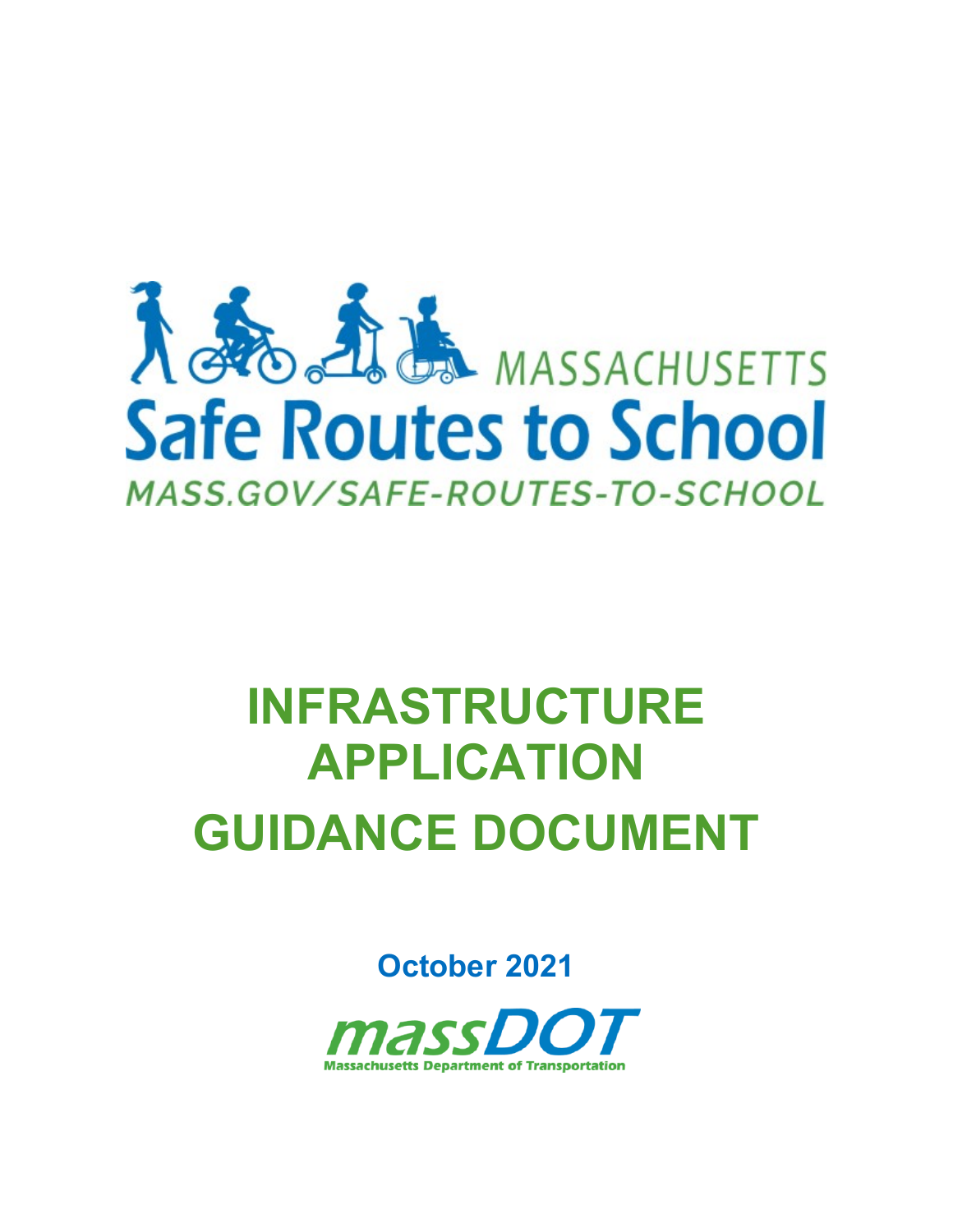MASSACHUSETTS

# Safe Routes to School

MASS.GOV/SAFE-ROUTES-TO-SCHOOL

# INFRASTRUCTURE APPLICATION GUIDANCE DOCUMENT

**October 2021**

massDOT

Massachusetts Department of Transportation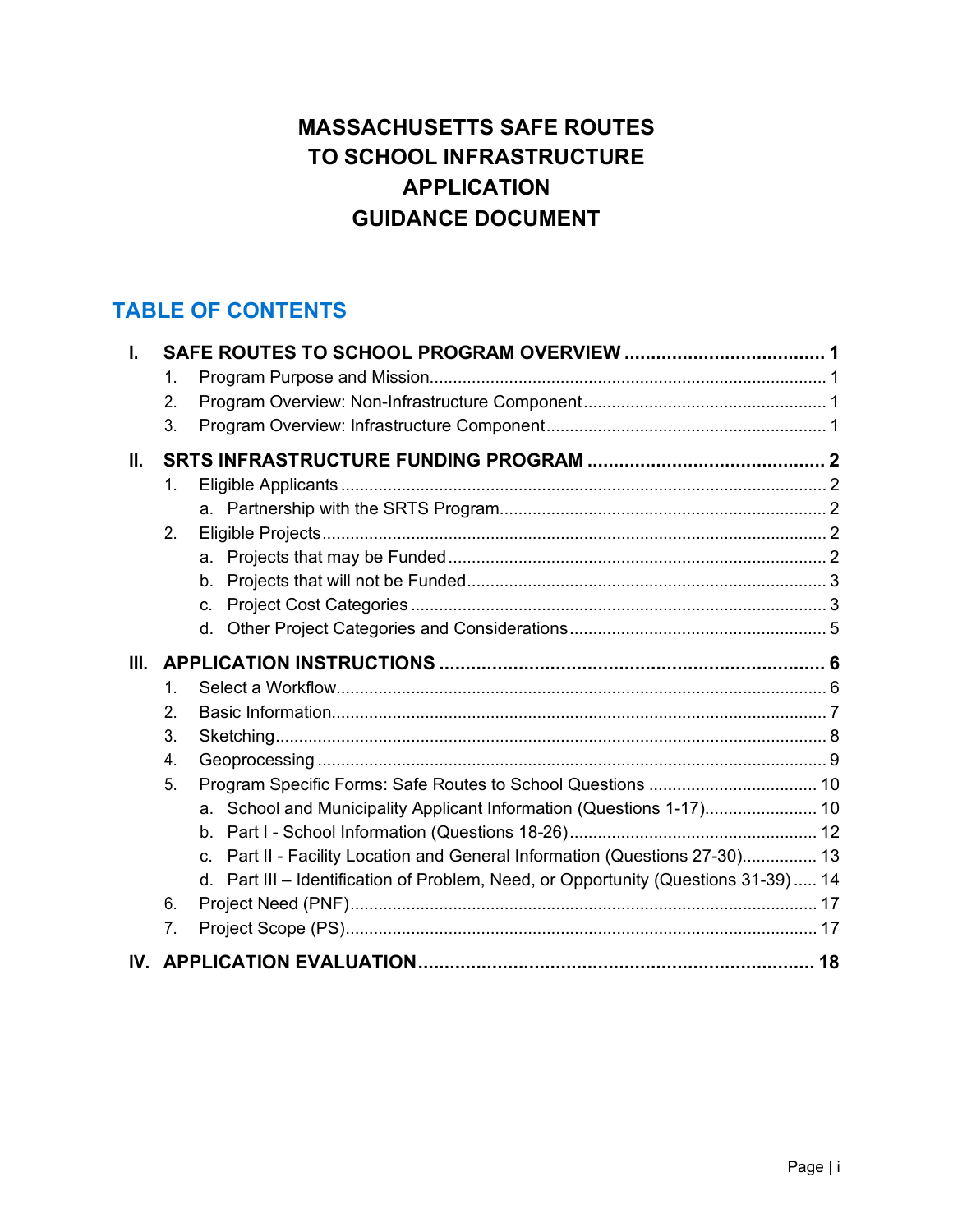# MASSACHUSETTS SAFE ROUTES TO SCHOOL INFRASTRUCTURE APPLICATION GUIDANCE DOCUMENT

## TABLE OF CONTENTS

**I. SAFE ROUTES TO SCHOOL PROGRAM OVERVIEW ..... 1**

1. Program Purpose and Mission ..... 1
2. Program Overview: Non-Infrastructure Component ..... 1
3. Program Overview: Infrastructure Component ..... 1

**II. SRTS INFRASTRUCTURE FUNDING PROGRAM ..... 2**

1. Eligible Applicants ..... 2
   a. Partnership with the SRTS Program ..... 2
2. Eligible Projects ..... 2
   a. Projects that may be Funded ..... 2
   b. Projects that will not be Funded ..... 3
   c. Project Cost Categories ..... 3
   d. Other Project Categories and Considerations ..... 5

**III. APPLICATION INSTRUCTIONS ..... 6**

1. Select a Workflow ..... 6
2. Basic Information ..... 7
3. Sketching ..... 8
4. Geoprocessing ..... 9
5. Program Specific Forms: Safe Routes to School Questions ..... 10
   a. School and Municipality Applicant Information (Questions 1-17) ..... 10
   b. Part I - School Information (Questions 18-26) ..... 12
   c. Part II - Facility Location and General Information (Questions 27-30) ..... 13
   d. Part III – Identification of Problem, Need, or Opportunity (Questions 31-39) ..... 14
6. Project Need (PNF) ..... 17
7. Project Scope (PS) ..... 17

**IV. APPLICATION EVALUATION ..... 18**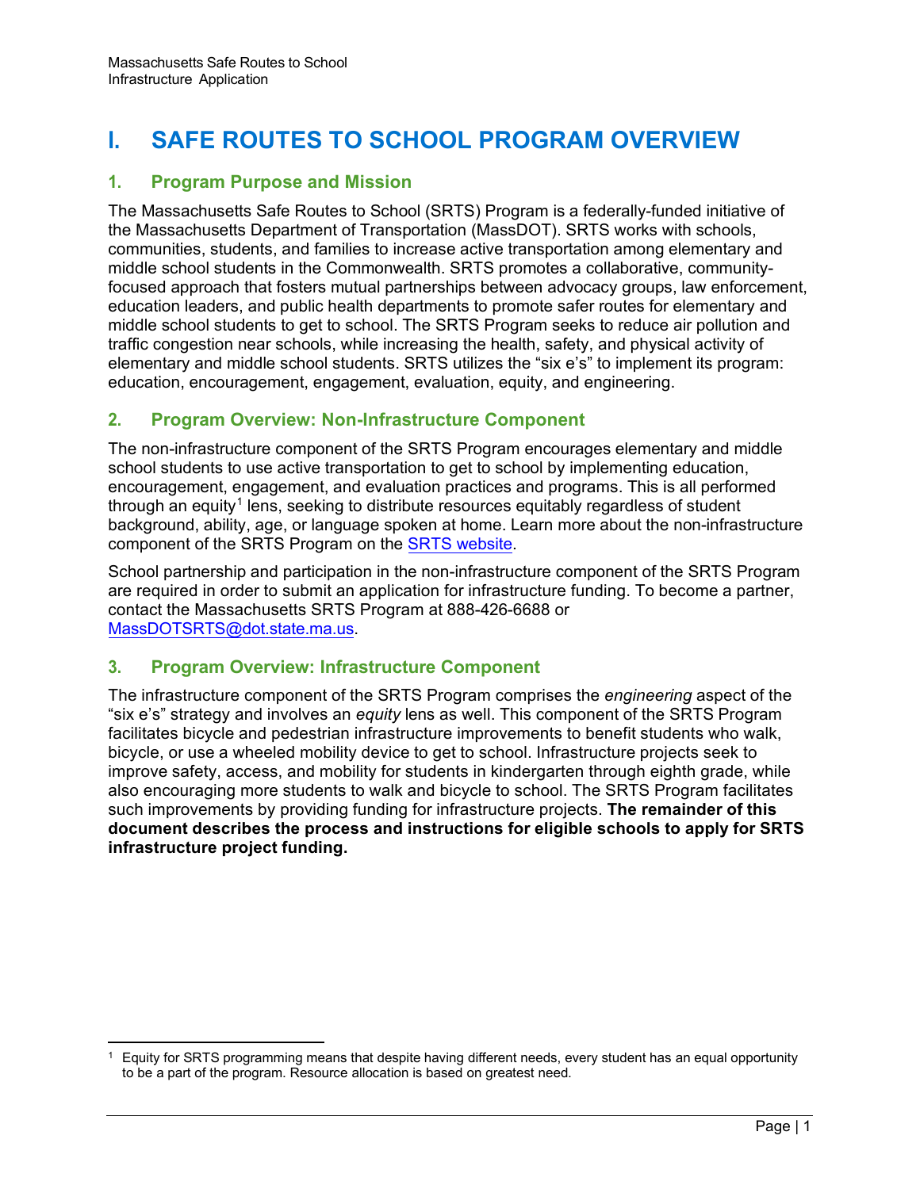# I. SAFE ROUTES TO SCHOOL PROGRAM OVERVIEW

## 1. Program Purpose and Mission

The Massachusetts Safe Routes to School (SRTS) Program is a federally-funded initiative of the Massachusetts Department of Transportation (MassDOT). SRTS works with schools, communities, students, and families to increase active transportation among elementary and middle school students in the Commonwealth. SRTS promotes a collaborative, community-focused approach that fosters mutual partnerships between advocacy groups, law enforcement, education leaders, and public health departments to promote safer routes for elementary and middle school students to get to school. The SRTS Program seeks to reduce air pollution and traffic congestion near schools, while increasing the health, safety, and physical activity of elementary and middle school students. SRTS utilizes the "six e's" to implement its program: education, encouragement, engagement, evaluation, equity, and engineering.

## 2. Program Overview: Non-Infrastructure Component

The non-infrastructure component of the SRTS Program encourages elementary and middle school students to use active transportation to get to school by implementing education, encouragement, engagement, and evaluation practices and programs. This is all performed through an equity[1] lens, seeking to distribute resources equitably regardless of student background, ability, age, or language spoken at home. Learn more about the non-infrastructure component of the SRTS Program on the SRTS website.

School partnership and participation in the non-infrastructure component of the SRTS Program are required in order to submit an application for infrastructure funding. To become a partner, contact the Massachusetts SRTS Program at 888-426-6688 or MassDOTSRTS@dot.state.ma.us.

## 3. Program Overview: Infrastructure Component

The infrastructure component of the SRTS Program comprises the *engineering* aspect of the "six e's" strategy and involves an *equity* lens as well. This component of the SRTS Program facilitates bicycle and pedestrian infrastructure improvements to benefit students who walk, bicycle, or use a wheeled mobility device to get to school. Infrastructure projects seek to improve safety, access, and mobility for students in kindergarten through eighth grade, while also encouraging more students to walk and bicycle to school. The SRTS Program facilitates such improvements by providing funding for infrastructure projects. **The remainder of this document describes the process and instructions for eligible schools to apply for SRTS infrastructure project funding.**

[1] Equity for SRTS programming means that despite having different needs, every student has an equal opportunity to be a part of the program. Resource allocation is based on greatest need.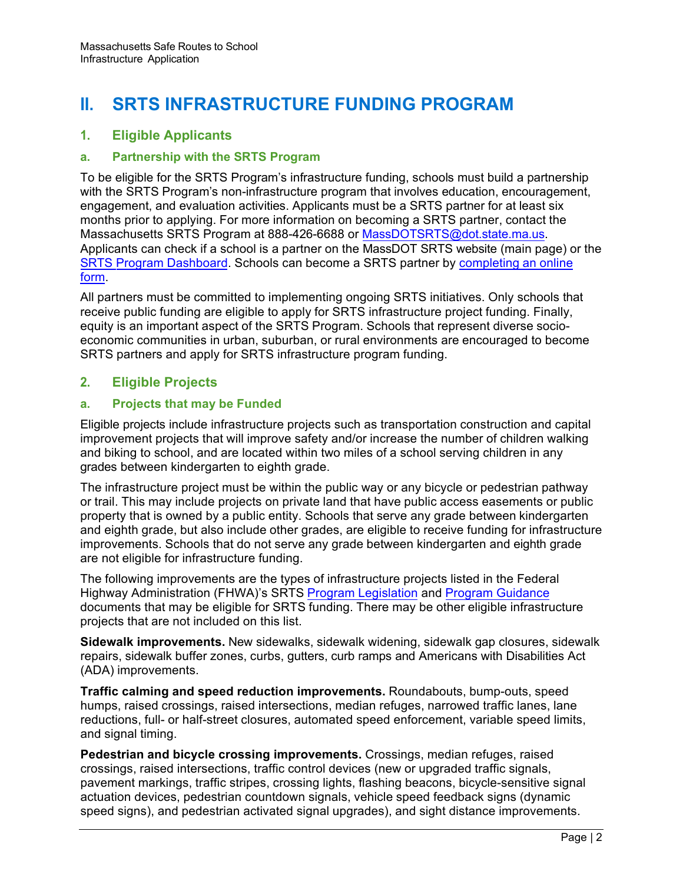# II. SRTS INFRASTRUCTURE FUNDING PROGRAM

## 1. Eligible Applicants

### a. Partnership with the SRTS Program

To be eligible for the SRTS Program's infrastructure funding, schools must build a partnership with the SRTS Program's non-infrastructure program that involves education, encouragement, engagement, and evaluation activities. Applicants must be a SRTS partner for at least six months prior to applying. For more information on becoming a SRTS partner, contact the Massachusetts SRTS Program at 888-426-6688 or MassDOTSRTS@dot.state.ma.us. Applicants can check if a school is a partner on the MassDOT SRTS website (main page) or the SRTS Program Dashboard. Schools can become a SRTS partner by completing an online form.

All partners must be committed to implementing ongoing SRTS initiatives. Only schools that receive public funding are eligible to apply for SRTS infrastructure project funding. Finally, equity is an important aspect of the SRTS Program. Schools that represent diverse socio-economic communities in urban, suburban, or rural environments are encouraged to become SRTS partners and apply for SRTS infrastructure program funding.

## 2. Eligible Projects

### a. Projects that may be Funded

Eligible projects include infrastructure projects such as transportation construction and capital improvement projects that will improve safety and/or increase the number of children walking and biking to school, and are located within two miles of a school serving children in any grades between kindergarten to eighth grade.

The infrastructure project must be within the public way or any bicycle or pedestrian pathway or trail. This may include projects on private land that have public access easements or public property that is owned by a public entity. Schools that serve any grade between kindergarten and eighth grade, but also include other grades, are eligible to receive funding for infrastructure improvements. Schools that do not serve any grade between kindergarten and eighth grade are not eligible for infrastructure funding.

The following improvements are the types of infrastructure projects listed in the Federal Highway Administration (FHWA)'s SRTS Program Legislation and Program Guidance documents that may be eligible for SRTS funding. There may be other eligible infrastructure projects that are not included on this list.

**Sidewalk improvements.** New sidewalks, sidewalk widening, sidewalk gap closures, sidewalk repairs, sidewalk buffer zones, curbs, gutters, curb ramps and Americans with Disabilities Act (ADA) improvements.

**Traffic calming and speed reduction improvements.** Roundabouts, bump-outs, speed humps, raised crossings, raised intersections, median refuges, narrowed traffic lanes, lane reductions, full- or half-street closures, automated speed enforcement, variable speed limits, and signal timing.

**Pedestrian and bicycle crossing improvements.** Crossings, median refuges, raised crossings, raised intersections, traffic control devices (new or upgraded traffic signals, pavement markings, traffic stripes, crossing lights, flashing beacons, bicycle-sensitive signal actuation devices, pedestrian countdown signals, vehicle speed feedback signs (dynamic speed signs), and pedestrian activated signal upgrades), and sight distance improvements.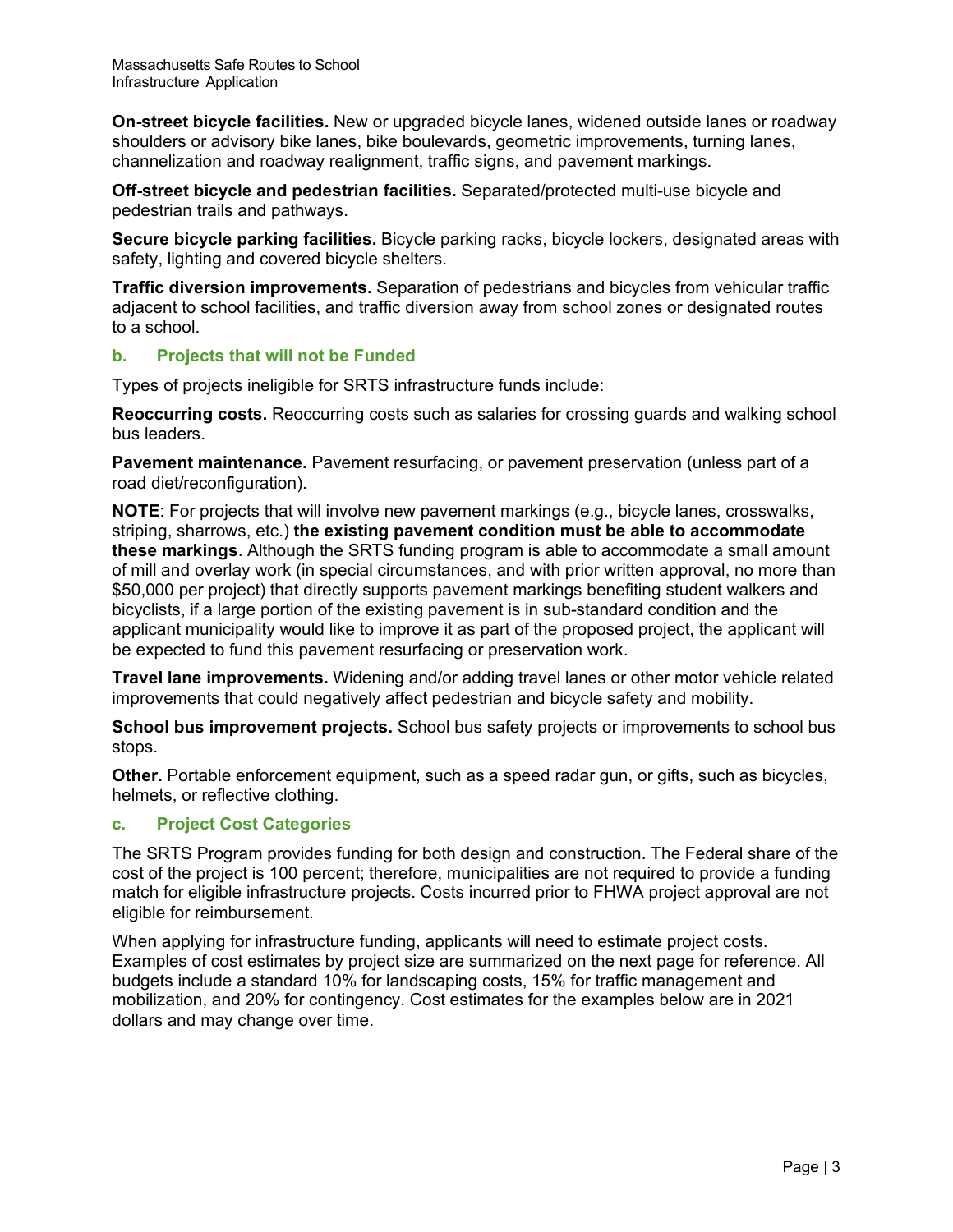**On-street bicycle facilities.** New or upgraded bicycle lanes, widened outside lanes or roadway shoulders or advisory bike lanes, bike boulevards, geometric improvements, turning lanes, channelization and roadway realignment, traffic signs, and pavement markings.

**Off-street bicycle and pedestrian facilities.** Separated/protected multi-use bicycle and pedestrian trails and pathways.

**Secure bicycle parking facilities.** Bicycle parking racks, bicycle lockers, designated areas with safety, lighting and covered bicycle shelters.

**Traffic diversion improvements.** Separation of pedestrians and bicycles from vehicular traffic adjacent to school facilities, and traffic diversion away from school zones or designated routes to a school.

### b. Projects that will not be Funded

Types of projects ineligible for SRTS infrastructure funds include:

**Reoccurring costs.** Reoccurring costs such as salaries for crossing guards and walking school bus leaders.

**Pavement maintenance.** Pavement resurfacing, or pavement preservation (unless part of a road diet/reconfiguration).

**NOTE**: For projects that will involve new pavement markings (e.g., bicycle lanes, crosswalks, striping, sharrows, etc.) **the existing pavement condition must be able to accommodate these markings**. Although the SRTS funding program is able to accommodate a small amount of mill and overlay work (in special circumstances, and with prior written approval, no more than $50,000 per project) that directly supports pavement markings benefiting student walkers and bicyclists, if a large portion of the existing pavement is in sub-standard condition and the applicant municipality would like to improve it as part of the proposed project, the applicant will be expected to fund this pavement resurfacing or preservation work.

**Travel lane improvements.** Widening and/or adding travel lanes or other motor vehicle related improvements that could negatively affect pedestrian and bicycle safety and mobility.

**School bus improvement projects.** School bus safety projects or improvements to school bus stops.

**Other.** Portable enforcement equipment, such as a speed radar gun, or gifts, such as bicycles, helmets, or reflective clothing.

### c. Project Cost Categories

The SRTS Program provides funding for both design and construction. The Federal share of the cost of the project is 100 percent; therefore, municipalities are not required to provide a funding match for eligible infrastructure projects. Costs incurred prior to FHWA project approval are not eligible for reimbursement.

When applying for infrastructure funding, applicants will need to estimate project costs. Examples of cost estimates by project size are summarized on the next page for reference. All budgets include a standard 10% for landscaping costs, 15% for traffic management and mobilization, and 20% for contingency. Cost estimates for the examples below are in 2021 dollars and may change over time.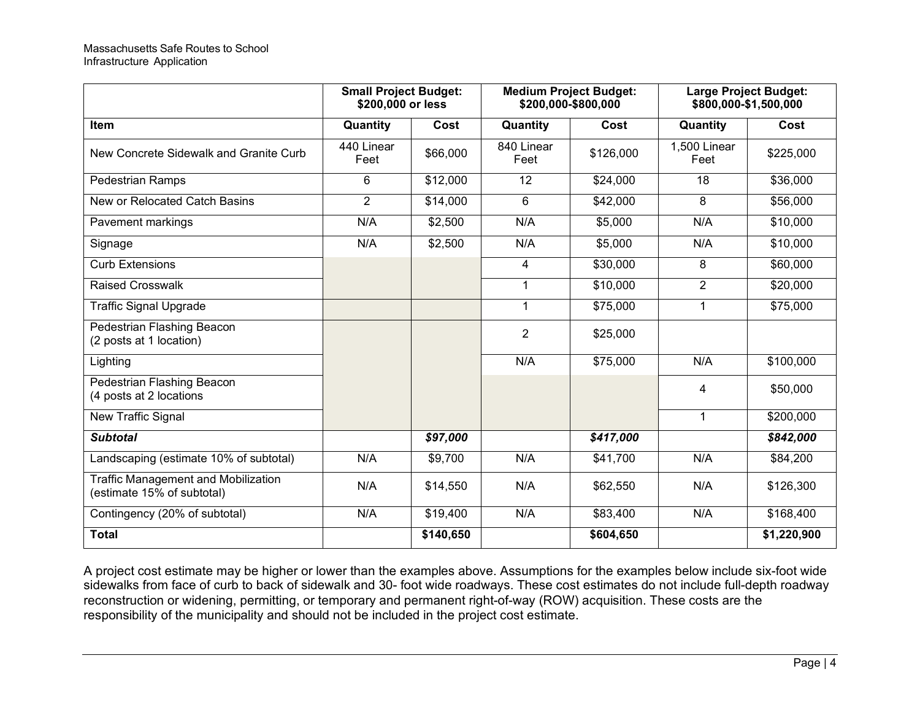| | Small Project Budget: $200,000 or less | | Medium Project Budget: $200,000-$800,000 | | Large Project Budget: $800,000-$1,500,000 | |
|---|---|---|---|---|---|---|
| **Item** | **Quantity** | **Cost** | **Quantity** | **Cost** | **Quantity** | **Cost** |
| New Concrete Sidewalk and Granite Curb | 440 Linear Feet | $66,000 | 840 Linear Feet | $126,000 | 1,500 Linear Feet | $225,000 |
| Pedestrian Ramps | 6 | $12,000 | 12 | $24,000 | 18 | $36,000 |
| New or Relocated Catch Basins | 2 | $14,000 | 6 | $42,000 | 8 | $56,000 |
| Pavement markings | N/A | $2,500 | N/A | $5,000 | N/A | $10,000 |
| Signage | N/A | $2,500 | N/A | $5,000 | N/A | $10,000 |
| Curb Extensions | | | 4 | $30,000 | 8 | $60,000 |
| Raised Crosswalk | | | 1 | $10,000 | 2 | $20,000 |
| Traffic Signal Upgrade | | | 1 | $75,000 | 1 | $75,000 |
| Pedestrian Flashing Beacon (2 posts at 1 location) | | | 2 | $25,000 | | |
| Lighting | | | N/A | $75,000 | N/A | $100,000 |
| Pedestrian Flashing Beacon (4 posts at 2 locations | | | | | 4 | $50,000 |
| New Traffic Signal | | | | | 1 | $200,000 |
| ***Subtotal*** | | ***$97,000*** | | ***$417,000*** | | ***$842,000*** |
| Landscaping (estimate 10% of subtotal) | N/A | $9,700 | N/A | $41,700 | N/A | $84,200 |
| Traffic Management and Mobilization (estimate 15% of subtotal) | N/A | $14,550 | N/A | $62,550 | N/A | $126,300 |
| Contingency (20% of subtotal) | N/A | $19,400 | N/A | $83,400 | N/A | $168,400 |
| **Total** | | **$140,650** | | **$604,650** | | **$1,220,900** |

A project cost estimate may be higher or lower than the examples above. Assumptions for the examples below include six-foot wide sidewalks from face of curb to back of sidewalk and 30- foot wide roadways. These cost estimates do not include full-depth roadway reconstruction or widening, permitting, or temporary and permanent right-of-way (ROW) acquisition. These costs are the responsibility of the municipality and should not be included in the project cost estimate.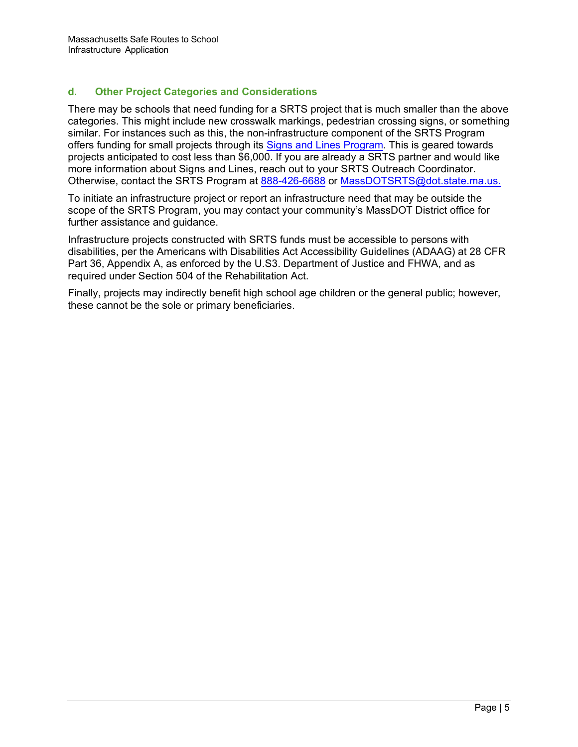### d. Other Project Categories and Considerations

There may be schools that need funding for a SRTS project that is much smaller than the above categories. This might include new crosswalk markings, pedestrian crossing signs, or something similar. For instances such as this, the non-infrastructure component of the SRTS Program offers funding for small projects through its Signs and Lines Program. This is geared towards projects anticipated to cost less than $6,000. If you are already a SRTS partner and would like more information about Signs and Lines, reach out to your SRTS Outreach Coordinator. Otherwise, contact the SRTS Program at 888-426-6688 or MassDOTSRTS@dot.state.ma.us.

To initiate an infrastructure project or report an infrastructure need that may be outside the scope of the SRTS Program, you may contact your community's MassDOT District office for further assistance and guidance.

Infrastructure projects constructed with SRTS funds must be accessible to persons with disabilities, per the Americans with Disabilities Act Accessibility Guidelines (ADAAG) at 28 CFR Part 36, Appendix A, as enforced by the U.S3. Department of Justice and FHWA, and as required under Section 504 of the Rehabilitation Act.

Finally, projects may indirectly benefit high school age children or the general public; however, these cannot be the sole or primary beneficiaries.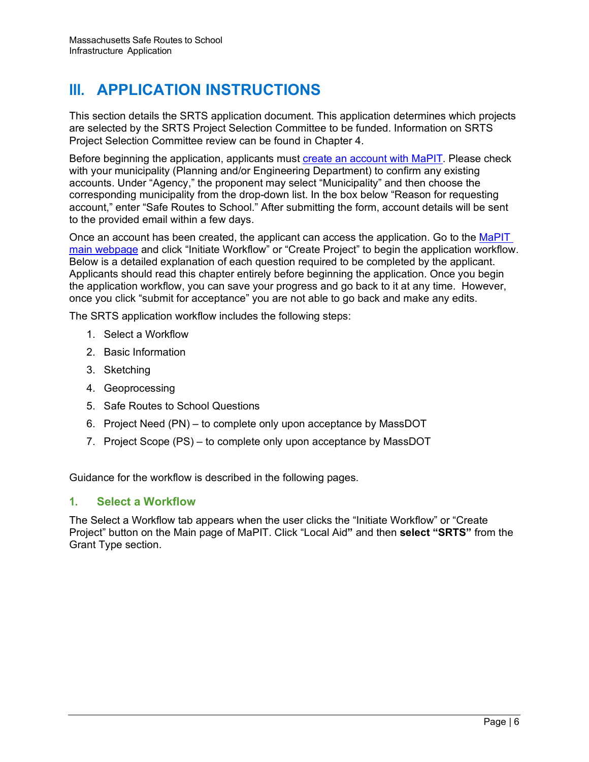# III. APPLICATION INSTRUCTIONS

This section details the SRTS application document. This application determines which projects are selected by the SRTS Project Selection Committee to be funded. Information on SRTS Project Selection Committee review can be found in Chapter 4.

Before beginning the application, applicants must [create an account with MaPIT](). Please check with your municipality (Planning and/or Engineering Department) to confirm any existing accounts. Under “Agency,” the proponent may select “Municipality” and then choose the corresponding municipality from the drop-down list. In the box below “Reason for requesting account,” enter “Safe Routes to School.” After submitting the form, account details will be sent to the provided email within a few days.

Once an account has been created, the applicant can access the application. Go to the [MaPIT main webpage]() and click “Initiate Workflow” or “Create Project” to begin the application workflow. Below is a detailed explanation of each question required to be completed by the applicant. Applicants should read this chapter entirely before beginning the application. Once you begin the application workflow, you can save your progress and go back to it at any time. However, once you click “submit for acceptance” you are not able to go back and make any edits.

The SRTS application workflow includes the following steps:

1. Select a Workflow
2. Basic Information
3. Sketching
4. Geoprocessing
5. Safe Routes to School Questions
6. Project Need (PN) – to complete only upon acceptance by MassDOT
7. Project Scope (PS) – to complete only upon acceptance by MassDOT

Guidance for the workflow is described in the following pages.

## 1. Select a Workflow

The Select a Workflow tab appears when the user clicks the “Initiate Workflow” or “Create Project” button on the Main page of MaPIT. Click “Local Aid**”** and then **select “SRTS”** from the Grant Type section.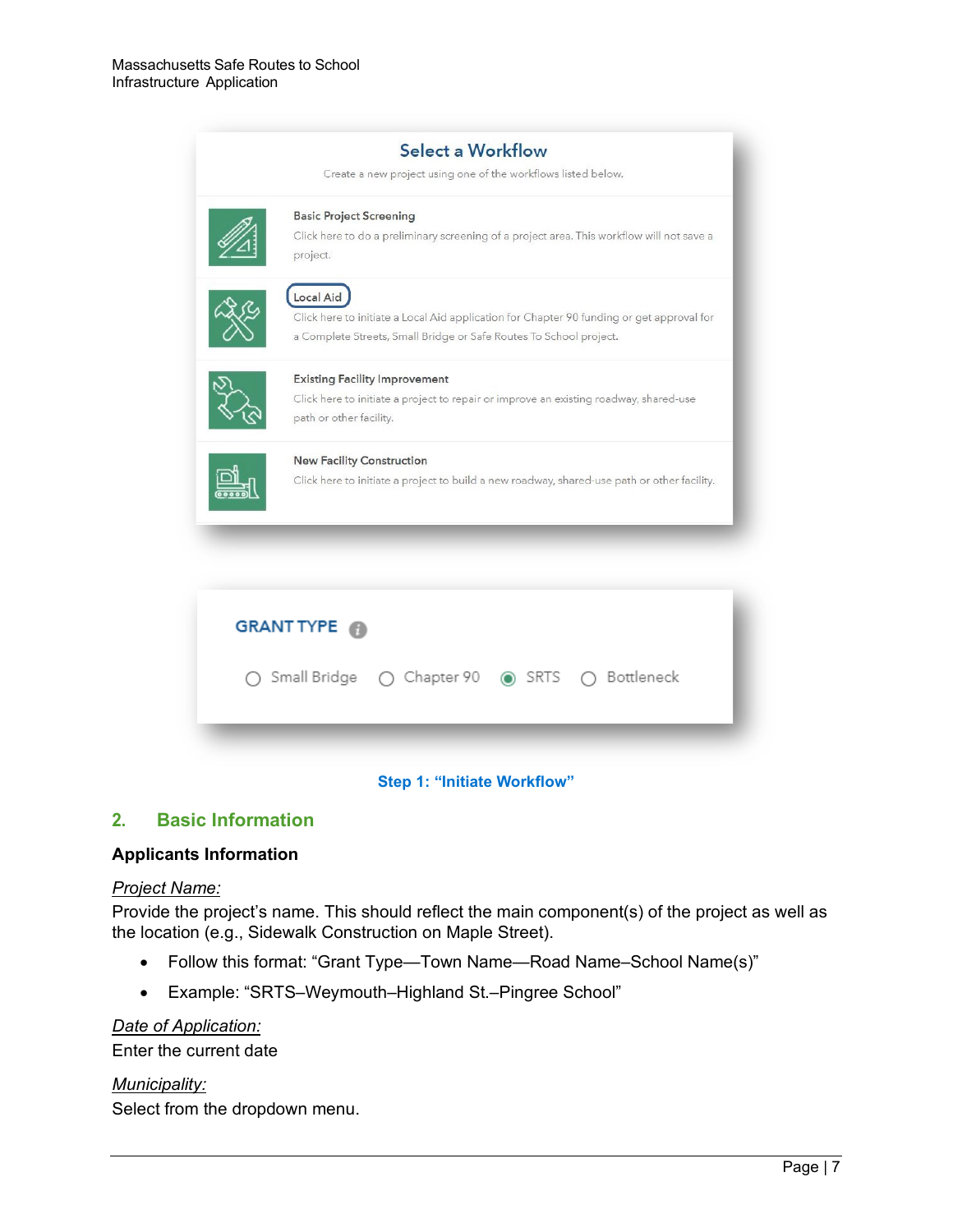## Select a Workflow

Create a new project using one of the workflows listed below.

**Basic Project Screening**
Click here to do a preliminary screening of a project area. This workflow will not save a project.

**Local Aid**
Click here to initiate a Local Aid application for Chapter 90 funding or get approval for a Complete Streets, Small Bridge or Safe Routes To School project.

**Existing Facility Improvement**
Click here to initiate a project to repair or improve an existing roadway, shared-use path or other facility.

**New Facility Construction**
Click here to initiate a project to build a new roadway, shared-use path or other facility.

**GRANT TYPE**

○ Small Bridge ○ Chapter 90 ◉ SRTS ○ Bottleneck

**Step 1: "Initiate Workflow"**

## 2. Basic Information

### Applicants Information

*Project Name:*

Provide the project's name. This should reflect the main component(s) of the project as well as the location (e.g., Sidewalk Construction on Maple Street).

- Follow this format: "Grant Type—Town Name—Road Name–School Name(s)"
- Example: "SRTS–Weymouth–Highland St.–Pingree School"

*Date of Application:*

Enter the current date

*Municipality:*

Select from the dropdown menu.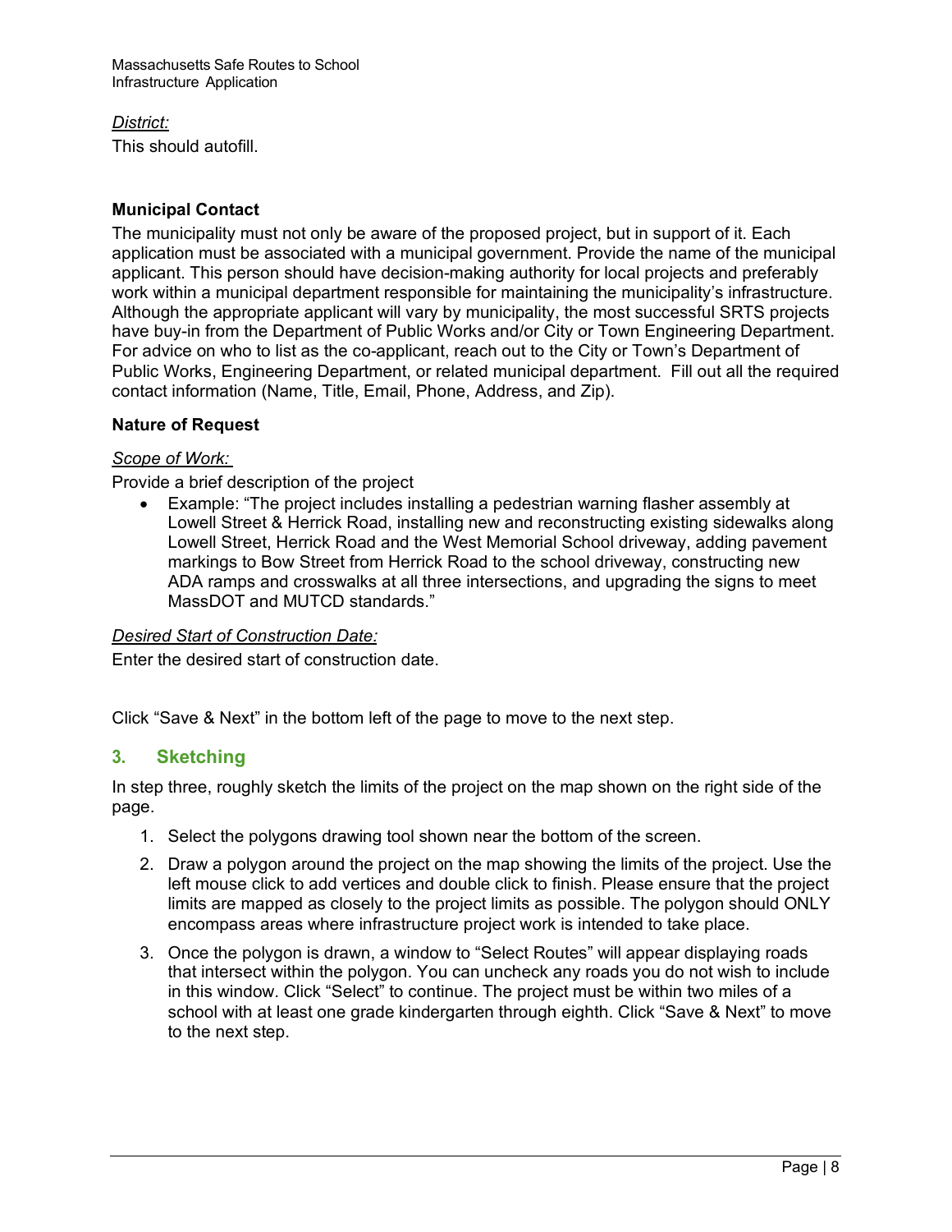*District:*

This should autofill.

**Municipal Contact**

The municipality must not only be aware of the proposed project, but in support of it. Each application must be associated with a municipal government. Provide the name of the municipal applicant. This person should have decision-making authority for local projects and preferably work within a municipal department responsible for maintaining the municipality's infrastructure. Although the appropriate applicant will vary by municipality, the most successful SRTS projects have buy-in from the Department of Public Works and/or City or Town Engineering Department. For advice on who to list as the co-applicant, reach out to the City or Town's Department of Public Works, Engineering Department, or related municipal department. Fill out all the required contact information (Name, Title, Email, Phone, Address, and Zip).

**Nature of Request**

*Scope of Work:*

Provide a brief description of the project

- Example: "The project includes installing a pedestrian warning flasher assembly at Lowell Street & Herrick Road, installing new and reconstructing existing sidewalks along Lowell Street, Herrick Road and the West Memorial School driveway, adding pavement markings to Bow Street from Herrick Road to the school driveway, constructing new ADA ramps and crosswalks at all three intersections, and upgrading the signs to meet MassDOT and MUTCD standards."

*Desired Start of Construction Date:*

Enter the desired start of construction date.

Click "Save & Next" in the bottom left of the page to move to the next step.

## 3. Sketching

In step three, roughly sketch the limits of the project on the map shown on the right side of the page.

1. Select the polygons drawing tool shown near the bottom of the screen.
2. Draw a polygon around the project on the map showing the limits of the project. Use the left mouse click to add vertices and double click to finish. Please ensure that the project limits are mapped as closely to the project limits as possible. The polygon should ONLY encompass areas where infrastructure project work is intended to take place.
3. Once the polygon is drawn, a window to "Select Routes" will appear displaying roads that intersect within the polygon. You can uncheck any roads you do not wish to include in this window. Click "Select" to continue. The project must be within two miles of a school with at least one grade kindergarten through eighth. Click "Save & Next" to move to the next step.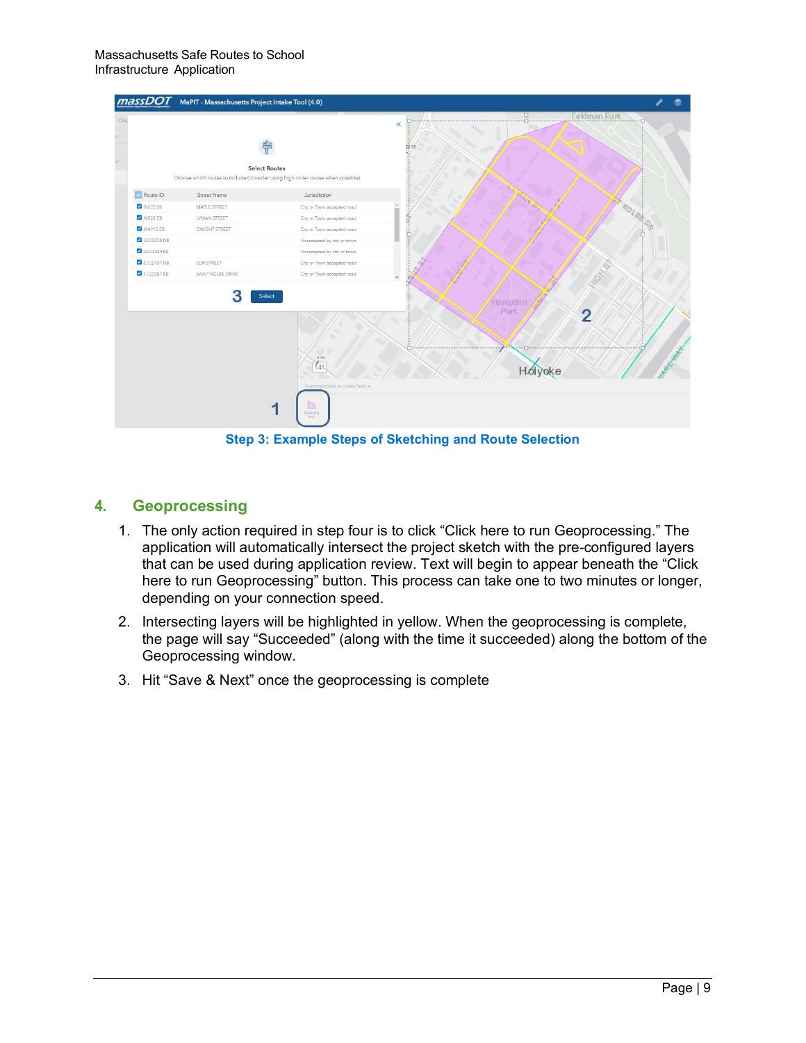Step 3: Example Steps of Sketching and Route Selection

## 4. Geoprocessing

1. The only action required in step four is to click “Click here to run Geoprocessing.” The application will automatically intersect the project sketch with the pre-configured layers that can be used during application review. Text will begin to appear beneath the “Click here to run Geoprocessing” button. This process can take one to two minutes or longer, depending on your connection speed.
2. Intersecting layers will be highlighted in yellow. When the geoprocessing is complete, the page will say “Succeeded” (along with the time it succeeded) along the bottom of the Geoprocessing window.
3. Hit “Save & Next” once the geoprocessing is complete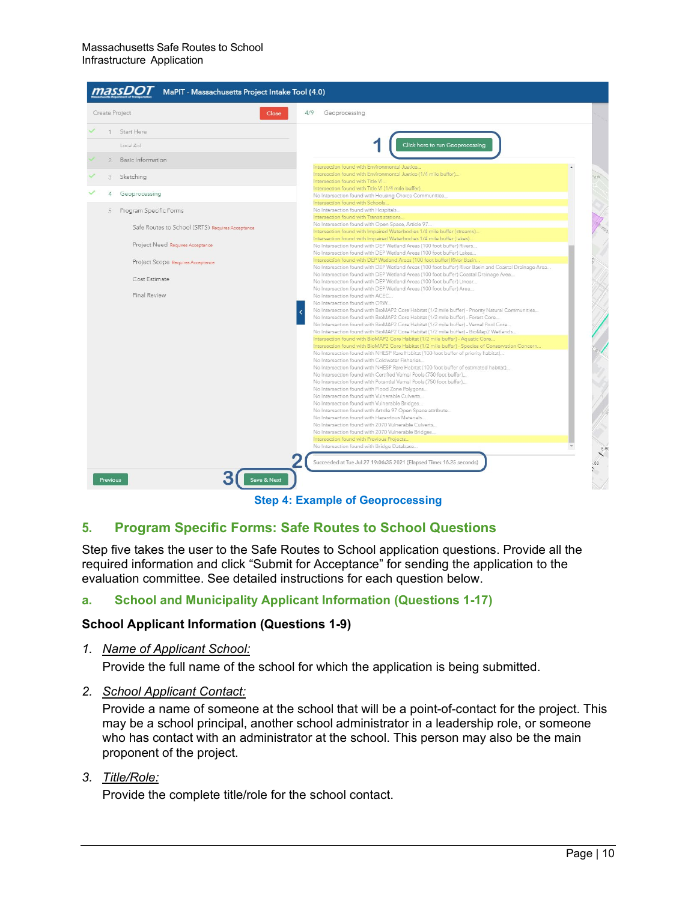Step 4: Example of Geoprocessing

## 5. Program Specific Forms: Safe Routes to School Questions

Step five takes the user to the Safe Routes to School application questions. Provide all the required information and click "Submit for Acceptance" for sending the application to the evaluation committee. See detailed instructions for each question below.

### a. School and Municipality Applicant Information (Questions 1-17)

**School Applicant Information (Questions 1-9)**

1. *Name of Applicant School:*
   
   Provide the full name of the school for which the application is being submitted.

2. *School Applicant Contact:*
   
   Provide a name of someone at the school that will be a point-of-contact for the project. This may be a school principal, another school administrator in a leadership role, or someone who has contact with an administrator at the school. This person may also be the main proponent of the project.

3. *Title/Role:*
   
   Provide the complete title/role for the school contact.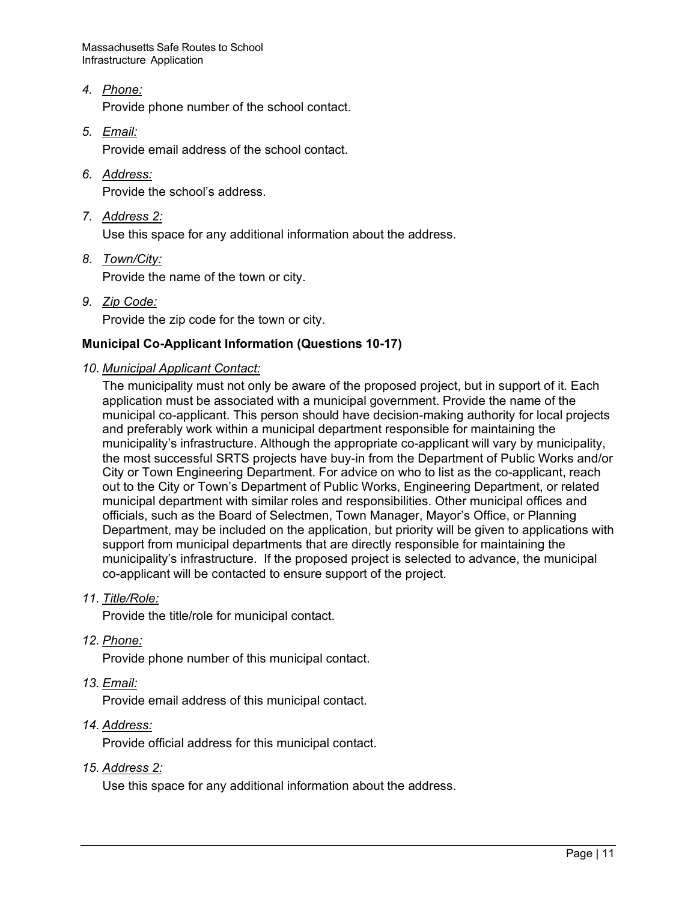4. *Phone:*

   Provide phone number of the school contact.

5. *Email:*

   Provide email address of the school contact.

6. *Address:*

   Provide the school's address.

7. *Address 2:*

   Use this space for any additional information about the address.

8. *Town/City:*

   Provide the name of the town or city.

9. *Zip Code:*

   Provide the zip code for the town or city.

**Municipal Co-Applicant Information (Questions 10-17)**

10. *Municipal Applicant Contact:*

    The municipality must not only be aware of the proposed project, but in support of it. Each application must be associated with a municipal government. Provide the name of the municipal co-applicant. This person should have decision-making authority for local projects and preferably work within a municipal department responsible for maintaining the municipality's infrastructure. Although the appropriate co-applicant will vary by municipality, the most successful SRTS projects have buy-in from the Department of Public Works and/or City or Town Engineering Department. For advice on who to list as the co-applicant, reach out to the City or Town's Department of Public Works, Engineering Department, or related municipal department with similar roles and responsibilities. Other municipal offices and officials, such as the Board of Selectmen, Town Manager, Mayor's Office, or Planning Department, may be included on the application, but priority will be given to applications with support from municipal departments that are directly responsible for maintaining the municipality's infrastructure. If the proposed project is selected to advance, the municipal co-applicant will be contacted to ensure support of the project.

11. *Title/Role:*

    Provide the title/role for municipal contact.

12. *Phone:*

    Provide phone number of this municipal contact.

13. *Email:*

    Provide email address of this municipal contact.

14. *Address:*

    Provide official address for this municipal contact.

15. *Address 2:*

    Use this space for any additional information about the address.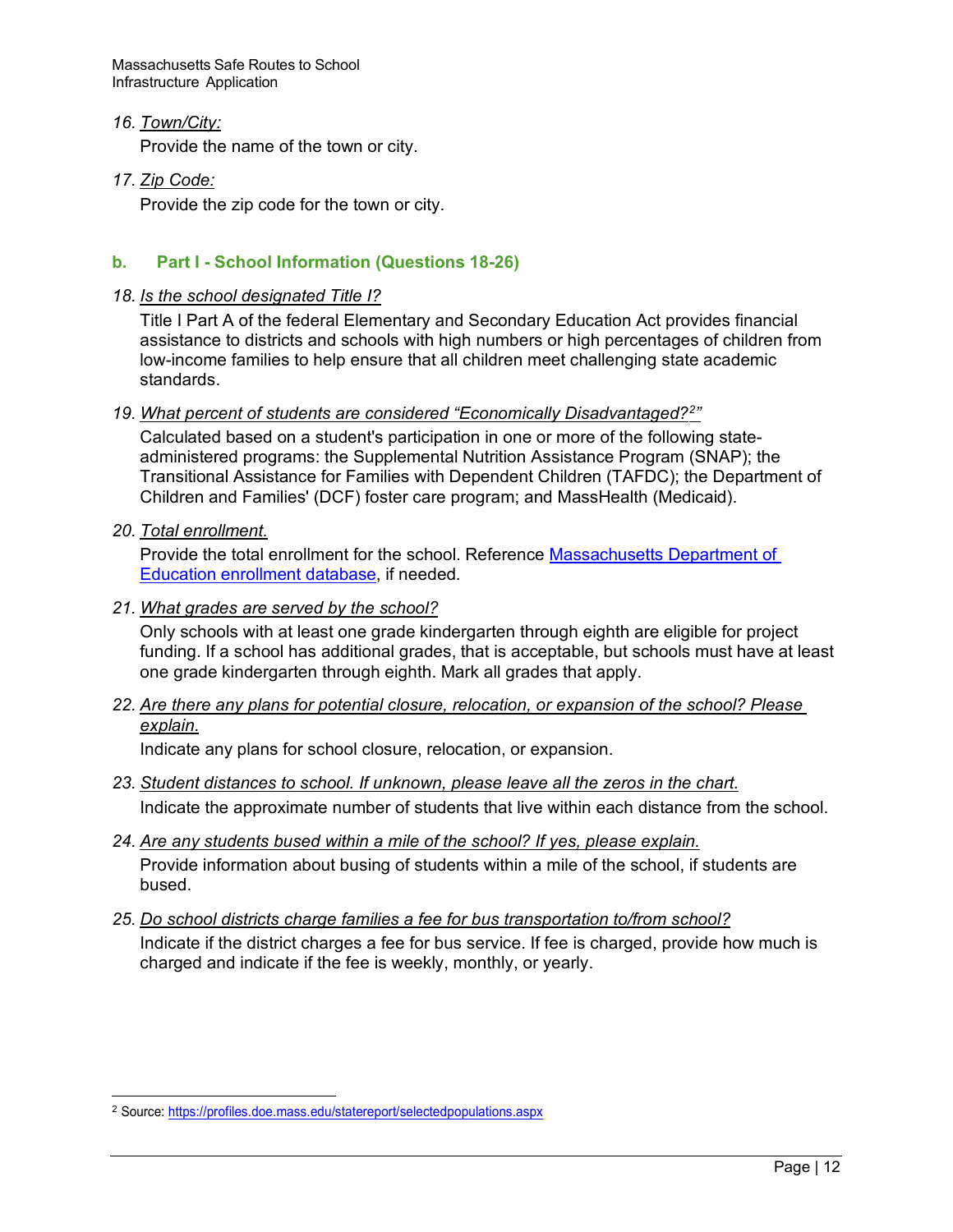16. *Town/City:*

    Provide the name of the town or city.

17. *Zip Code:*

    Provide the zip code for the town or city.

### b. Part I - School Information (Questions 18-26)

18. *Is the school designated Title I?*

    Title I Part A of the federal Elementary and Secondary Education Act provides financial assistance to districts and schools with high numbers or high percentages of children from low-income families to help ensure that all children meet challenging state academic standards.

19. *What percent of students are considered "Economically Disadvantaged?[2]"*

    Calculated based on a student's participation in one or more of the following state-administered programs: the Supplemental Nutrition Assistance Program (SNAP); the Transitional Assistance for Families with Dependent Children (TAFDC); the Department of Children and Families' (DCF) foster care program; and MassHealth (Medicaid).

20. *Total enrollment.*

    Provide the total enrollment for the school. Reference [Massachusetts Department of Education enrollment database](), if needed.

21. *What grades are served by the school?*

    Only schools with at least one grade kindergarten through eighth are eligible for project funding. If a school has additional grades, that is acceptable, but schools must have at least one grade kindergarten through eighth. Mark all grades that apply.

22. *Are there any plans for potential closure, relocation, or expansion of the school? Please explain.*

    Indicate any plans for school closure, relocation, or expansion.

23. *Student distances to school. If unknown, please leave all the zeros in the chart.*

    Indicate the approximate number of students that live within each distance from the school.

24. *Are any students bused within a mile of the school? If yes, please explain.*

    Provide information about busing of students within a mile of the school, if students are bused.

25. *Do school districts charge families a fee for bus transportation to/from school?*

    Indicate if the district charges a fee for bus service. If fee is charged, provide how much is charged and indicate if the fee is weekly, monthly, or yearly.

---

[2] Source: https://profiles.doe.mass.edu/statereport/selectedpopulations.aspx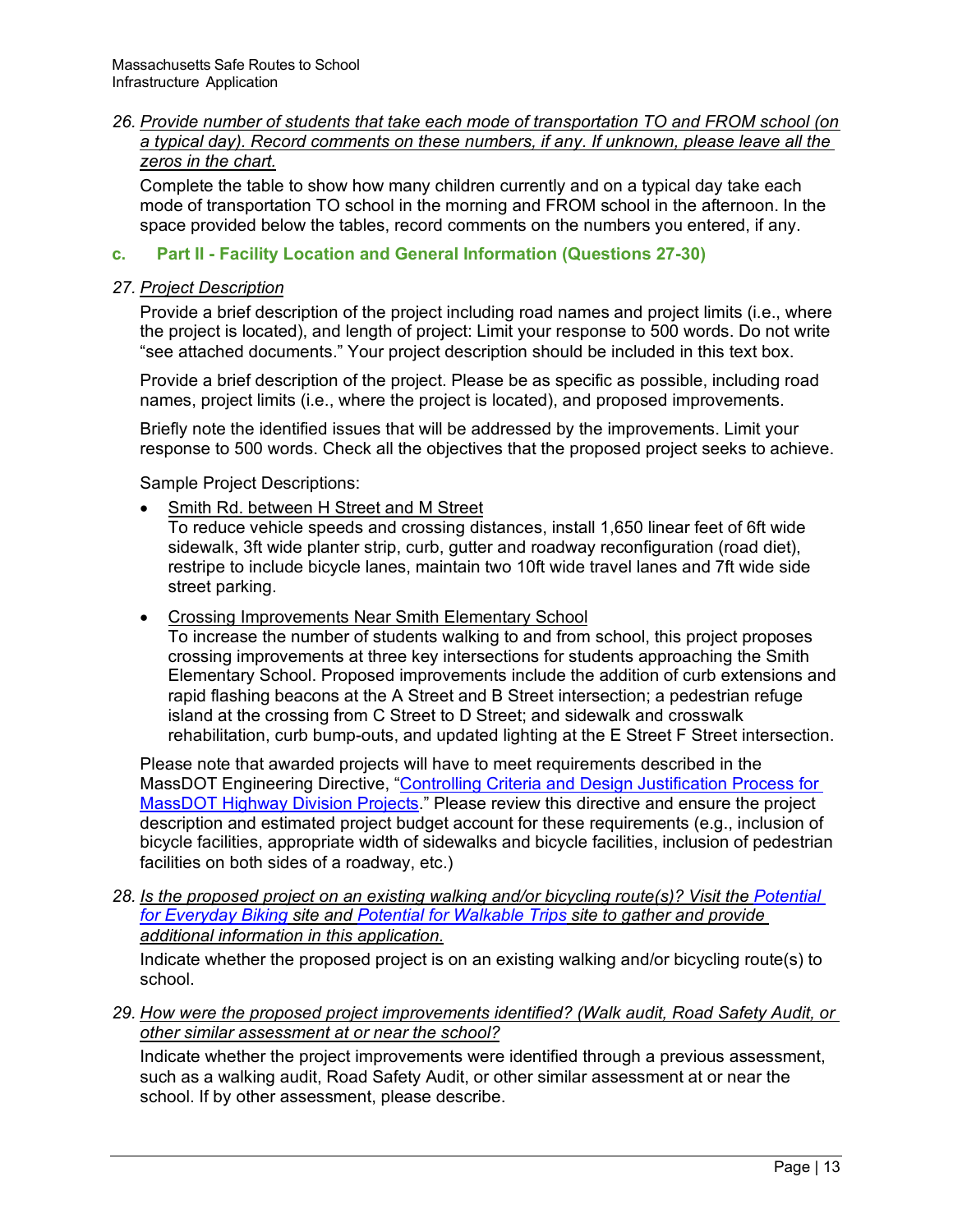26. *Provide number of students that take each mode of transportation TO and FROM school (on a typical day). Record comments on these numbers, if any. If unknown, please leave all the zeros in the chart.*

Complete the table to show how many children currently and on a typical day take each mode of transportation TO school in the morning and FROM school in the afternoon. In the space provided below the tables, record comments on the numbers you entered, if any.

### c. Part II - Facility Location and General Information (Questions 27-30)

27. *Project Description*

Provide a brief description of the project including road names and project limits (i.e., where the project is located), and length of project: Limit your response to 500 words. Do not write "see attached documents." Your project description should be included in this text box.

Provide a brief description of the project. Please be as specific as possible, including road names, project limits (i.e., where the project is located), and proposed improvements.

Briefly note the identified issues that will be addressed by the improvements. Limit your response to 500 words. Check all the objectives that the proposed project seeks to achieve.

Sample Project Descriptions:

- Smith Rd. between H Street and M Street
  To reduce vehicle speeds and crossing distances, install 1,650 linear feet of 6ft wide sidewalk, 3ft wide planter strip, curb, gutter and roadway reconfiguration (road diet), restripe to include bicycle lanes, maintain two 10ft wide travel lanes and 7ft wide side street parking.
- Crossing Improvements Near Smith Elementary School
  To increase the number of students walking to and from school, this project proposes crossing improvements at three key intersections for students approaching the Smith Elementary School. Proposed improvements include the addition of curb extensions and rapid flashing beacons at the A Street and B Street intersection; a pedestrian refuge island at the crossing from C Street to D Street; and sidewalk and crosswalk rehabilitation, curb bump-outs, and updated lighting at the E Street F Street intersection.

Please note that awarded projects will have to meet requirements described in the MassDOT Engineering Directive, "Controlling Criteria and Design Justification Process for MassDOT Highway Division Projects." Please review this directive and ensure the project description and estimated project budget account for these requirements (e.g., inclusion of bicycle facilities, appropriate width of sidewalks and bicycle facilities, inclusion of pedestrian facilities on both sides of a roadway, etc.)

28. *Is the proposed project on an existing walking and/or bicycling route(s)? Visit the Potential for Everyday Biking site and Potential for Walkable Trips site to gather and provide additional information in this application.*

Indicate whether the proposed project is on an existing walking and/or bicycling route(s) to school.

29. *How were the proposed project improvements identified? (Walk audit, Road Safety Audit, or other similar assessment at or near the school?*

Indicate whether the project improvements were identified through a previous assessment, such as a walking audit, Road Safety Audit, or other similar assessment at or near the school. If by other assessment, please describe.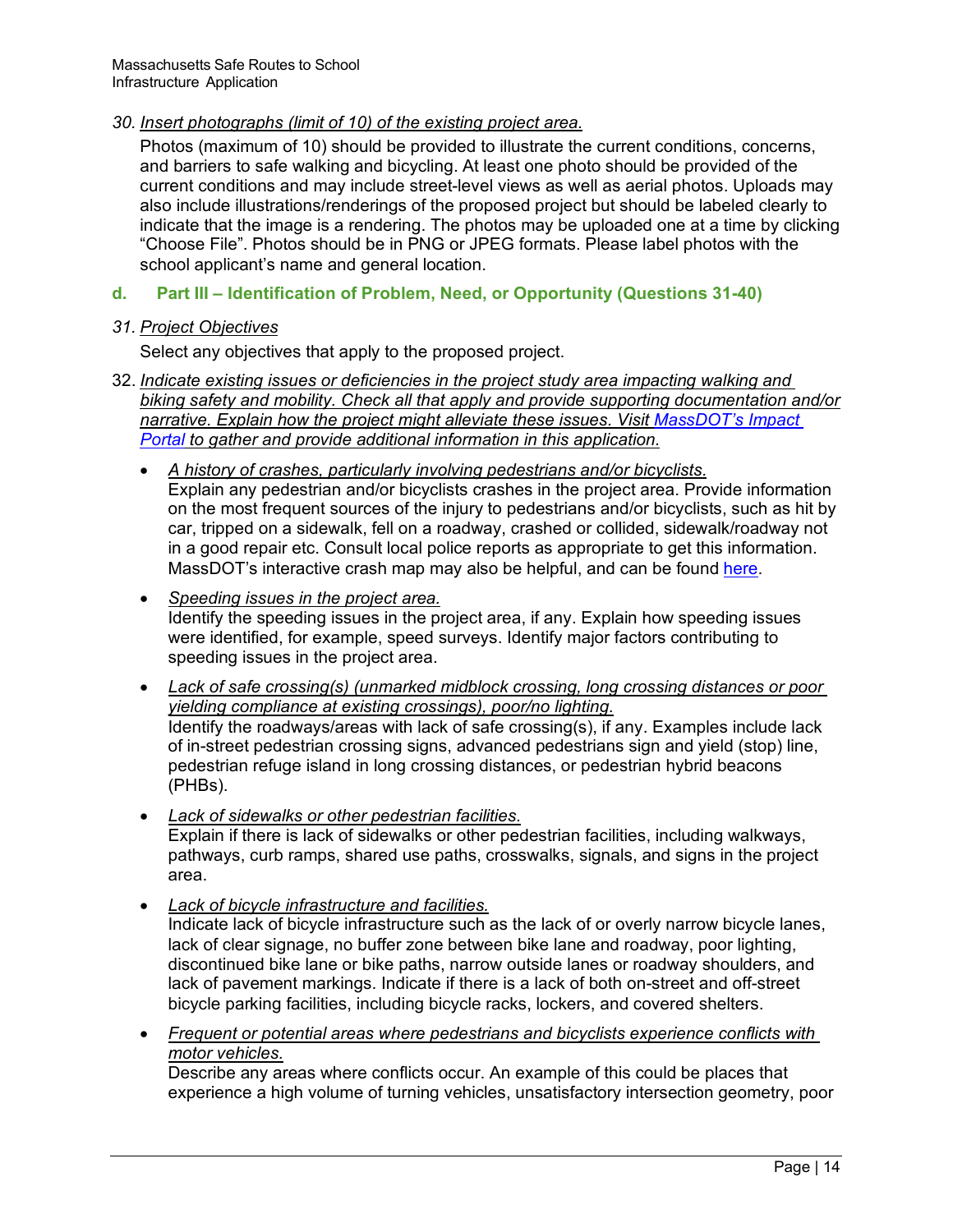*30. Insert photographs (limit of 10) of the existing project area.*

Photos (maximum of 10) should be provided to illustrate the current conditions, concerns, and barriers to safe walking and bicycling. At least one photo should be provided of the current conditions and may include street-level views as well as aerial photos. Uploads may also include illustrations/renderings of the proposed project but should be labeled clearly to indicate that the image is a rendering. The photos may be uploaded one at a time by clicking "Choose File". Photos should be in PNG or JPEG formats. Please label photos with the school applicant's name and general location.

### d. Part III – Identification of Problem, Need, or Opportunity (Questions 31-40)

*31. Project Objectives*

Select any objectives that apply to the proposed project.

32. *Indicate existing issues or deficiencies in the project study area impacting walking and biking safety and mobility. Check all that apply and provide supporting documentation and/or narrative. Explain how the project might alleviate these issues. Visit [MassDOT's Impact Portal]() to gather and provide additional information in this application.*

- *A history of crashes, particularly involving pedestrians and/or bicyclists.*
  Explain any pedestrian and/or bicyclists crashes in the project area. Provide information on the most frequent sources of the injury to pedestrians and/or bicyclists, such as hit by car, tripped on a sidewalk, fell on a roadway, crashed or collided, sidewalk/roadway not in a good repair etc. Consult local police reports as appropriate to get this information. MassDOT's interactive crash map may also be helpful, and can be found [here]().

- *Speeding issues in the project area.*
  Identify the speeding issues in the project area, if any. Explain how speeding issues were identified, for example, speed surveys. Identify major factors contributing to speeding issues in the project area.

- *Lack of safe crossing(s) (unmarked midblock crossing, long crossing distances or poor yielding compliance at existing crossings), poor/no lighting.*
  Identify the roadways/areas with lack of safe crossing(s), if any. Examples include lack of in-street pedestrian crossing signs, advanced pedestrians sign and yield (stop) line, pedestrian refuge island in long crossing distances, or pedestrian hybrid beacons (PHBs).

- *Lack of sidewalks or other pedestrian facilities.*
  Explain if there is lack of sidewalks or other pedestrian facilities, including walkways, pathways, curb ramps, shared use paths, crosswalks, signals, and signs in the project area.

- *Lack of bicycle infrastructure and facilities.*
  Indicate lack of bicycle infrastructure such as the lack of or overly narrow bicycle lanes, lack of clear signage, no buffer zone between bike lane and roadway, poor lighting, discontinued bike lane or bike paths, narrow outside lanes or roadway shoulders, and lack of pavement markings. Indicate if there is a lack of both on-street and off-street bicycle parking facilities, including bicycle racks, lockers, and covered shelters.

- *Frequent or potential areas where pedestrians and bicyclists experience conflicts with motor vehicles.*
  Describe any areas where conflicts occur. An example of this could be places that experience a high volume of turning vehicles, unsatisfactory intersection geometry, poor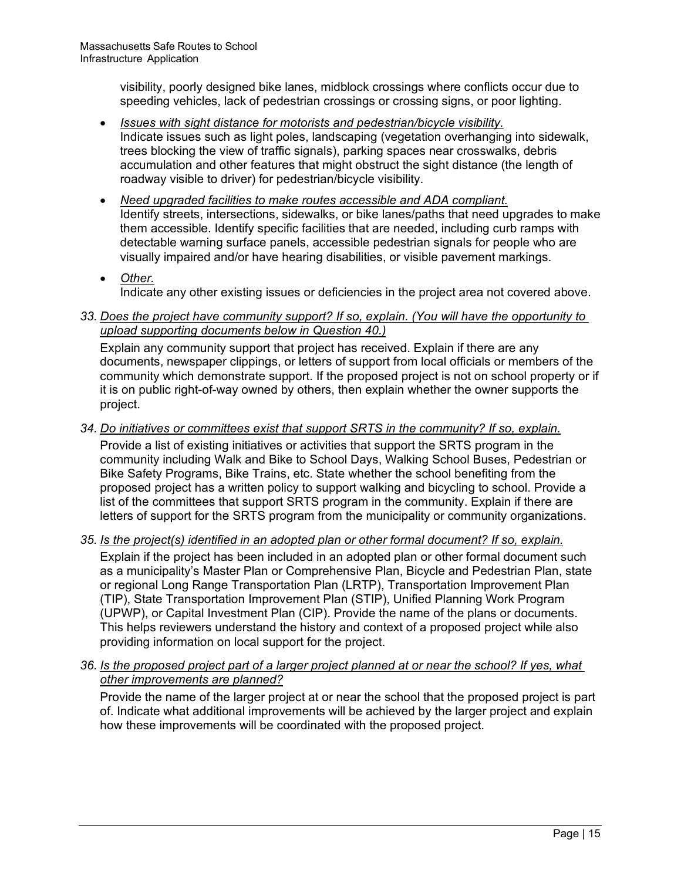visibility, poorly designed bike lanes, midblock crossings where conflicts occur due to speeding vehicles, lack of pedestrian crossings or crossing signs, or poor lighting.

- *Issues with sight distance for motorists and pedestrian/bicycle visibility.*
  Indicate issues such as light poles, landscaping (vegetation overhanging into sidewalk, trees blocking the view of traffic signals), parking spaces near crosswalks, debris accumulation and other features that might obstruct the sight distance (the length of roadway visible to driver) for pedestrian/bicycle visibility.

- *Need upgraded facilities to make routes accessible and ADA compliant.*
  Identify streets, intersections, sidewalks, or bike lanes/paths that need upgrades to make them accessible. Identify specific facilities that are needed, including curb ramps with detectable warning surface panels, accessible pedestrian signals for people who are visually impaired and/or have hearing disabilities, or visible pavement markings.

- *Other.*
  Indicate any other existing issues or deficiencies in the project area not covered above.

*33. Does the project have community support? If so, explain. (You will have the opportunity to upload supporting documents below in Question 40.)*

Explain any community support that project has received. Explain if there are any documents, newspaper clippings, or letters of support from local officials or members of the community which demonstrate support. If the proposed project is not on school property or if it is on public right-of-way owned by others, then explain whether the owner supports the project.

*34. Do initiatives or committees exist that support SRTS in the community? If so, explain.*

Provide a list of existing initiatives or activities that support the SRTS program in the community including Walk and Bike to School Days, Walking School Buses, Pedestrian or Bike Safety Programs, Bike Trains, etc. State whether the school benefiting from the proposed project has a written policy to support walking and bicycling to school. Provide a list of the committees that support SRTS program in the community. Explain if there are letters of support for the SRTS program from the municipality or community organizations.

*35. Is the project(s) identified in an adopted plan or other formal document? If so, explain.*

Explain if the project has been included in an adopted plan or other formal document such as a municipality's Master Plan or Comprehensive Plan, Bicycle and Pedestrian Plan, state or regional Long Range Transportation Plan (LRTP), Transportation Improvement Plan (TIP), State Transportation Improvement Plan (STIP), Unified Planning Work Program (UPWP), or Capital Investment Plan (CIP). Provide the name of the plans or documents. This helps reviewers understand the history and context of a proposed project while also providing information on local support for the project.

*36. Is the proposed project part of a larger project planned at or near the school? If yes, what other improvements are planned?*

Provide the name of the larger project at or near the school that the proposed project is part of. Indicate what additional improvements will be achieved by the larger project and explain how these improvements will be coordinated with the proposed project.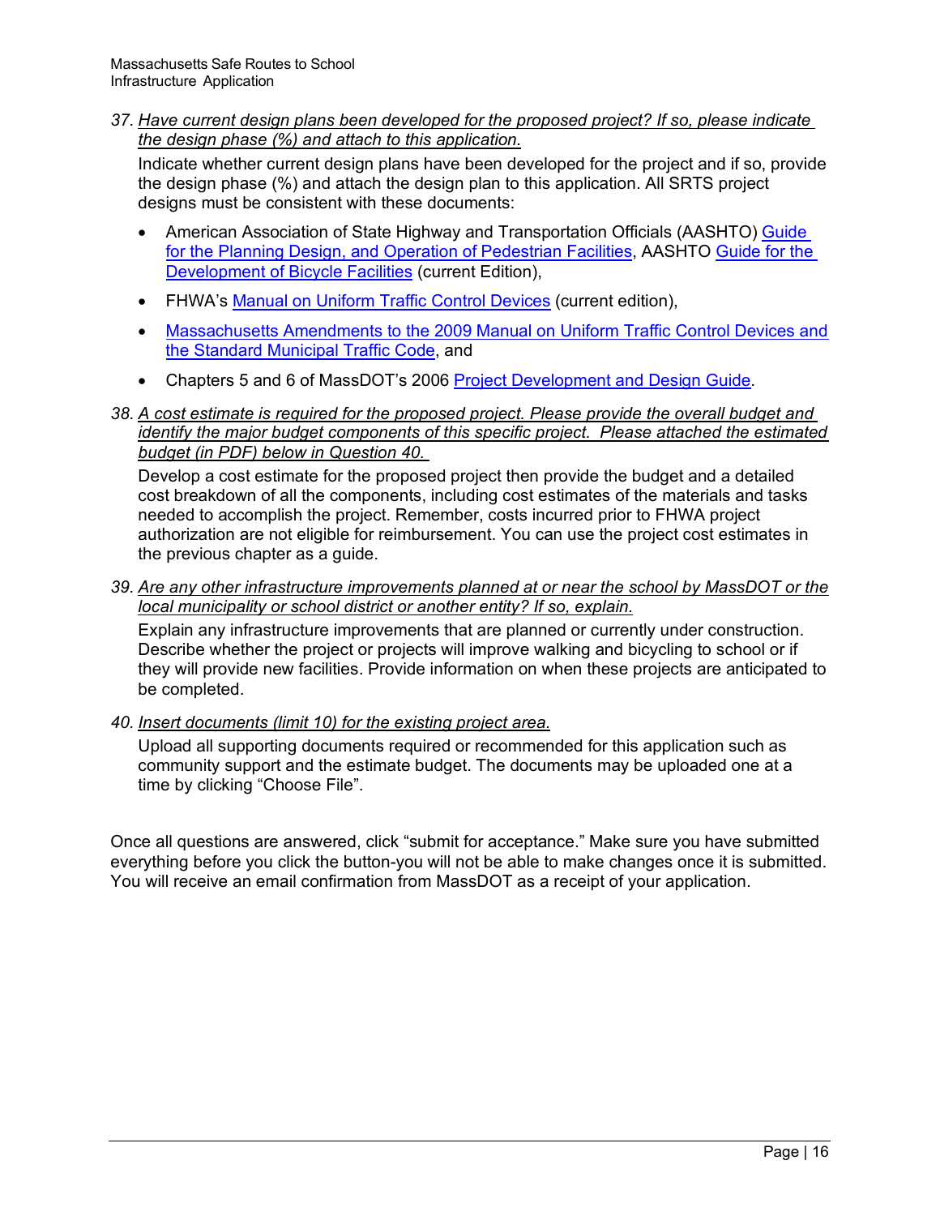*37. Have current design plans been developed for the proposed project? If so, please indicate the design phase (%) and attach to this application.*

Indicate whether current design plans have been developed for the project and if so, provide the design phase (%) and attach the design plan to this application. All SRTS project designs must be consistent with these documents:

- American Association of State Highway and Transportation Officials (AASHTO) Guide for the Planning Design, and Operation of Pedestrian Facilities, AASHTO Guide for the Development of Bicycle Facilities (current Edition),
- FHWA's Manual on Uniform Traffic Control Devices (current edition),
- Massachusetts Amendments to the 2009 Manual on Uniform Traffic Control Devices and the Standard Municipal Traffic Code, and
- Chapters 5 and 6 of MassDOT's 2006 Project Development and Design Guide.

*38. A cost estimate is required for the proposed project. Please provide the overall budget and identify the major budget components of this specific project. Please attached the estimated budget (in PDF) below in Question 40.*

Develop a cost estimate for the proposed project then provide the budget and a detailed cost breakdown of all the components, including cost estimates of the materials and tasks needed to accomplish the project. Remember, costs incurred prior to FHWA project authorization are not eligible for reimbursement. You can use the project cost estimates in the previous chapter as a guide.

*39. Are any other infrastructure improvements planned at or near the school by MassDOT or the local municipality or school district or another entity? If so, explain.*

Explain any infrastructure improvements that are planned or currently under construction. Describe whether the project or projects will improve walking and bicycling to school or if they will provide new facilities. Provide information on when these projects are anticipated to be completed.

*40. Insert documents (limit 10) for the existing project area.*

Upload all supporting documents required or recommended for this application such as community support and the estimate budget. The documents may be uploaded one at a time by clicking "Choose File".

Once all questions are answered, click "submit for acceptance." Make sure you have submitted everything before you click the button-you will not be able to make changes once it is submitted. You will receive an email confirmation from MassDOT as a receipt of your application.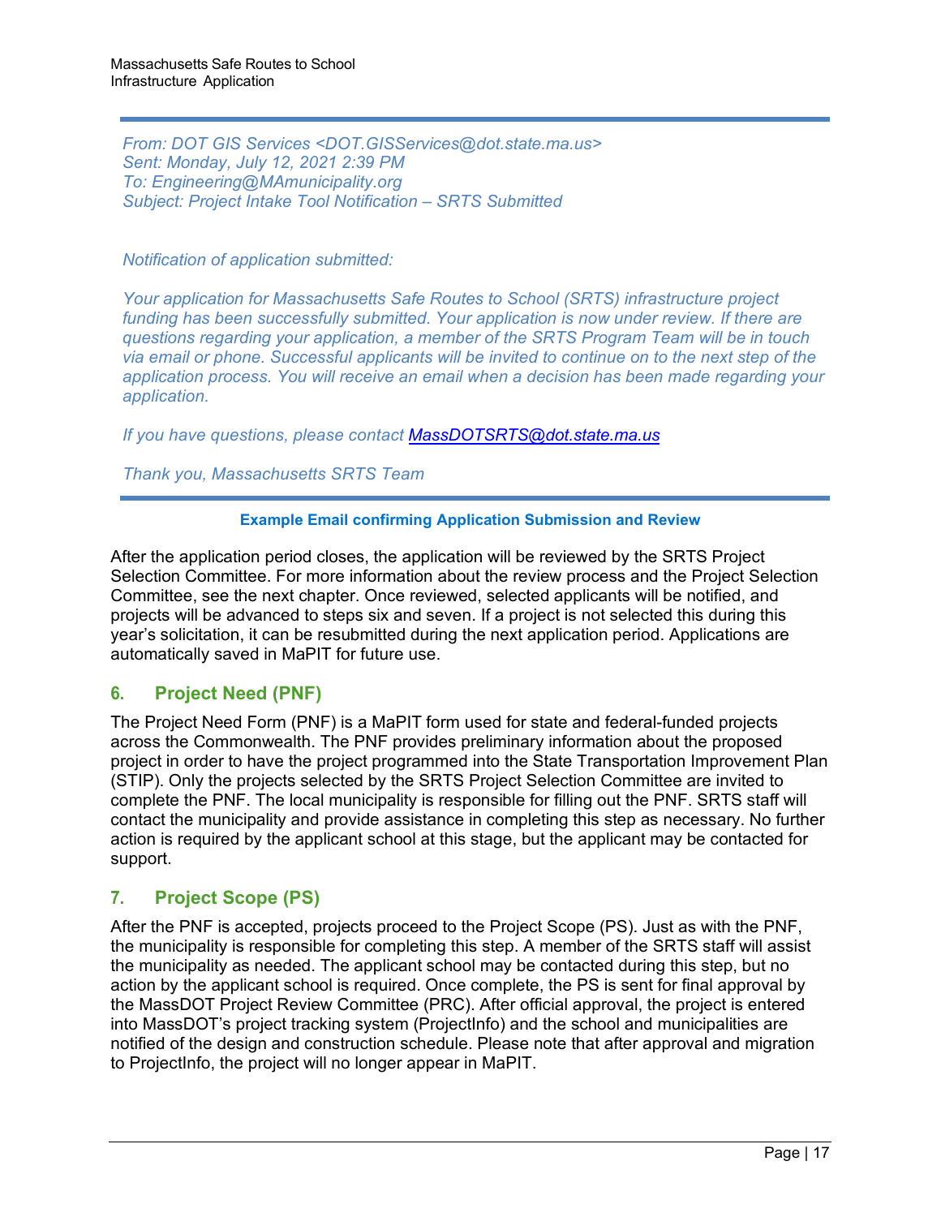*From: DOT GIS Services <DOT.GISServices@dot.state.ma.us>*
*Sent: Monday, July 12, 2021 2:39 PM*
*To: Engineering@MAmunicipality.org*
*Subject: Project Intake Tool Notification – SRTS Submitted*

*Notification of application submitted:*

*Your application for Massachusetts Safe Routes to School (SRTS) infrastructure project funding has been successfully submitted. Your application is now under review. If there are questions regarding your application, a member of the SRTS Program Team will be in touch via email or phone. Successful applicants will be invited to continue on to the next step of the application process. You will receive an email when a decision has been made regarding your application.*

*If you have questions, please contact [MassDOTSRTS@dot.state.ma.us](mailto:MassDOTSRTS@dot.state.ma.us)*

*Thank you, Massachusetts SRTS Team*

**Example Email confirming Application Submission and Review**

After the application period closes, the application will be reviewed by the SRTS Project Selection Committee. For more information about the review process and the Project Selection Committee, see the next chapter. Once reviewed, selected applicants will be notified, and projects will be advanced to steps six and seven. If a project is not selected this during this year's solicitation, it can be resubmitted during the next application period. Applications are automatically saved in MaPIT for future use.

## 6. Project Need (PNF)

The Project Need Form (PNF) is a MaPIT form used for state and federal-funded projects across the Commonwealth. The PNF provides preliminary information about the proposed project in order to have the project programmed into the State Transportation Improvement Plan (STIP). Only the projects selected by the SRTS Project Selection Committee are invited to complete the PNF. The local municipality is responsible for filling out the PNF. SRTS staff will contact the municipality and provide assistance in completing this step as necessary. No further action is required by the applicant school at this stage, but the applicant may be contacted for support.

## 7. Project Scope (PS)

After the PNF is accepted, projects proceed to the Project Scope (PS). Just as with the PNF, the municipality is responsible for completing this step. A member of the SRTS staff will assist the municipality as needed. The applicant school may be contacted during this step, but no action by the applicant school is required. Once complete, the PS is sent for final approval by the MassDOT Project Review Committee (PRC). After official approval, the project is entered into MassDOT's project tracking system (ProjectInfo) and the school and municipalities are notified of the design and construction schedule. Please note that after approval and migration to ProjectInfo, the project will no longer appear in MaPIT.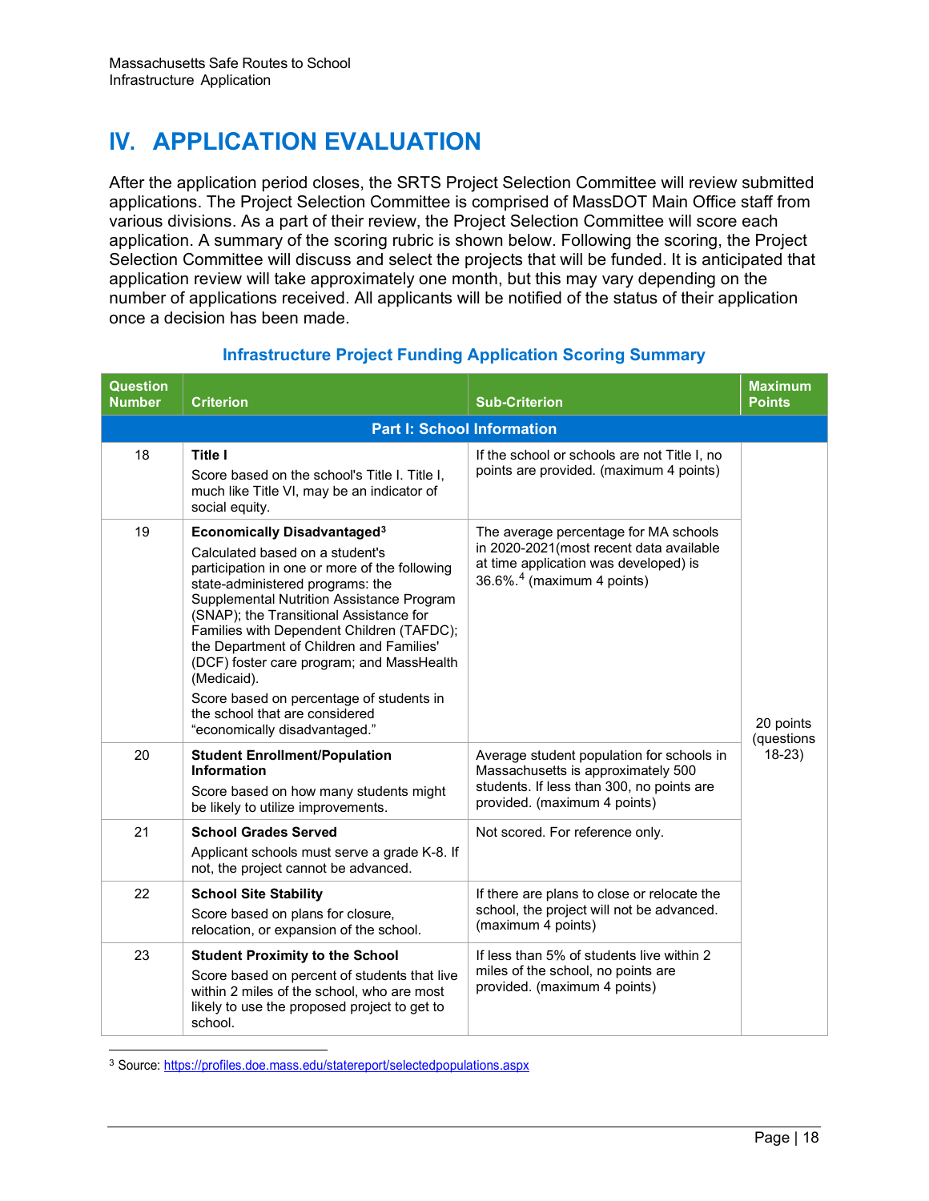# IV. APPLICATION EVALUATION

After the application period closes, the SRTS Project Selection Committee will review submitted applications. The Project Selection Committee is comprised of MassDOT Main Office staff from various divisions. As a part of their review, the Project Selection Committee will score each application. A summary of the scoring rubric is shown below. Following the scoring, the Project Selection Committee will discuss and select the projects that will be funded. It is anticipated that application review will take approximately one month, but this may vary depending on the number of applications received. All applicants will be notified of the status of their application once a decision has been made.

### Infrastructure Project Funding Application Scoring Summary

| Question Number | Criterion | Sub-Criterion | Maximum Points |
|---|---|---|---|
| **Part I: School Information** | | | |
| 18 | **Title I**<br>Score based on the school's Title I. Title I, much like Title VI, may be an indicator of social equity. | If the school or schools are not Title I, no points are provided. (maximum 4 points) | 20 points (questions 18-23) |
| 19 | **Economically Disadvantaged**[3]<br>Calculated based on a student's participation in one or more of the following state-administered programs: the Supplemental Nutrition Assistance Program (SNAP); the Transitional Assistance for Families with Dependent Children (TAFDC); the Department of Children and Families' (DCF) foster care program; and MassHealth (Medicaid).<br>Score based on percentage of students in the school that are considered "economically disadvantaged." | The average percentage for MA schools in 2020-2021(most recent data available at time application was developed) is 36.6%.[4] (maximum 4 points) | |
| 20 | **Student Enrollment/Population Information**<br>Score based on how many students might be likely to utilize improvements. | Average student population for schools in Massachusetts is approximately 500 students. If less than 300, no points are provided. (maximum 4 points) | |
| 21 | **School Grades Served**<br>Applicant schools must serve a grade K-8. If not, the project cannot be advanced. | Not scored. For reference only. | |
| 22 | **School Site Stability**<br>Score based on plans for closure, relocation, or expansion of the school. | If there are plans to close or relocate the school, the project will not be advanced. (maximum 4 points) | |
| 23 | **Student Proximity to the School**<br>Score based on percent of students that live within 2 miles of the school, who are most likely to use the proposed project to get to school. | If less than 5% of students live within 2 miles of the school, no points are provided. (maximum 4 points) | |

[3] Source: https://profiles.doe.mass.edu/statereport/selectedpopulations.aspx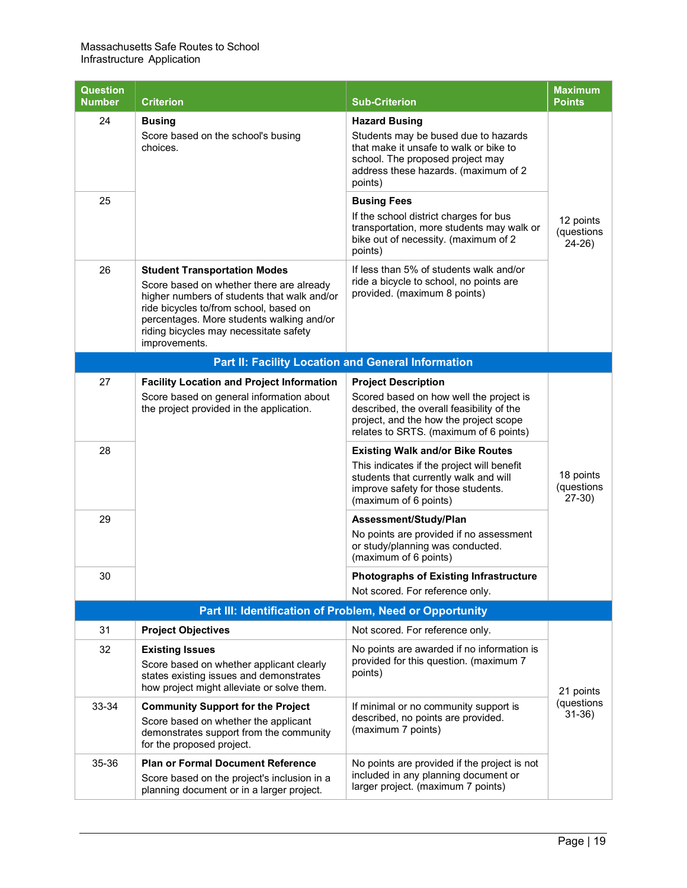| Question Number | Criterion | Sub-Criterion | Maximum Points |
|---|---|---|---|
| 24 | **Busing**<br>Score based on the school's busing choices. | **Hazard Busing**<br>Students may be bused due to hazards that make it unsafe to walk or bike to school. The proposed project may address these hazards. (maximum of 2 points) | 12 points (questions 24-26) |
| 25 | | **Busing Fees**<br>If the school district charges for bus transportation, more students may walk or bike out of necessity. (maximum of 2 points) | |
| 26 | **Student Transportation Modes**<br>Score based on whether there are already higher numbers of students that walk and/or ride bicycles to/from school, based on percentages. More students walking and/or riding bicycles may necessitate safety improvements. | If less than 5% of students walk and/or ride a bicycle to school, no points are provided. (maximum 8 points) | |
| **Part II: Facility Location and General Information** | | | |
| 27 | **Facility Location and Project Information**<br>Score based on general information about the project provided in the application. | **Project Description**<br>Scored based on how well the project is described, the overall feasibility of the project, and the how the project scope relates to SRTS. (maximum of 6 points) | 18 points (questions 27-30) |
| 28 | | **Existing Walk and/or Bike Routes**<br>This indicates if the project will benefit students that currently walk and will improve safety for those students. (maximum of 6 points) | |
| 29 | | **Assessment/Study/Plan**<br>No points are provided if no assessment or study/planning was conducted. (maximum of 6 points) | |
| 30 | | **Photographs of Existing Infrastructure**<br>Not scored. For reference only. | |
| **Part III: Identification of Problem, Need or Opportunity** | | | |
| 31 | **Project Objectives** | Not scored. For reference only. | 21 points (questions 31-36) |
| 32 | **Existing Issues**<br>Score based on whether applicant clearly states existing issues and demonstrates how project might alleviate or solve them. | No points are awarded if no information is provided for this question. (maximum 7 points) | |
| 33-34 | **Community Support for the Project**<br>Score based on whether the applicant demonstrates support from the community for the proposed project. | If minimal or no community support is described, no points are provided. (maximum 7 points) | |
| 35-36 | **Plan or Formal Document Reference**<br>Score based on the project's inclusion in a planning document or in a larger project. | No points are provided if the project is not included in any planning document or larger project. (maximum 7 points) | |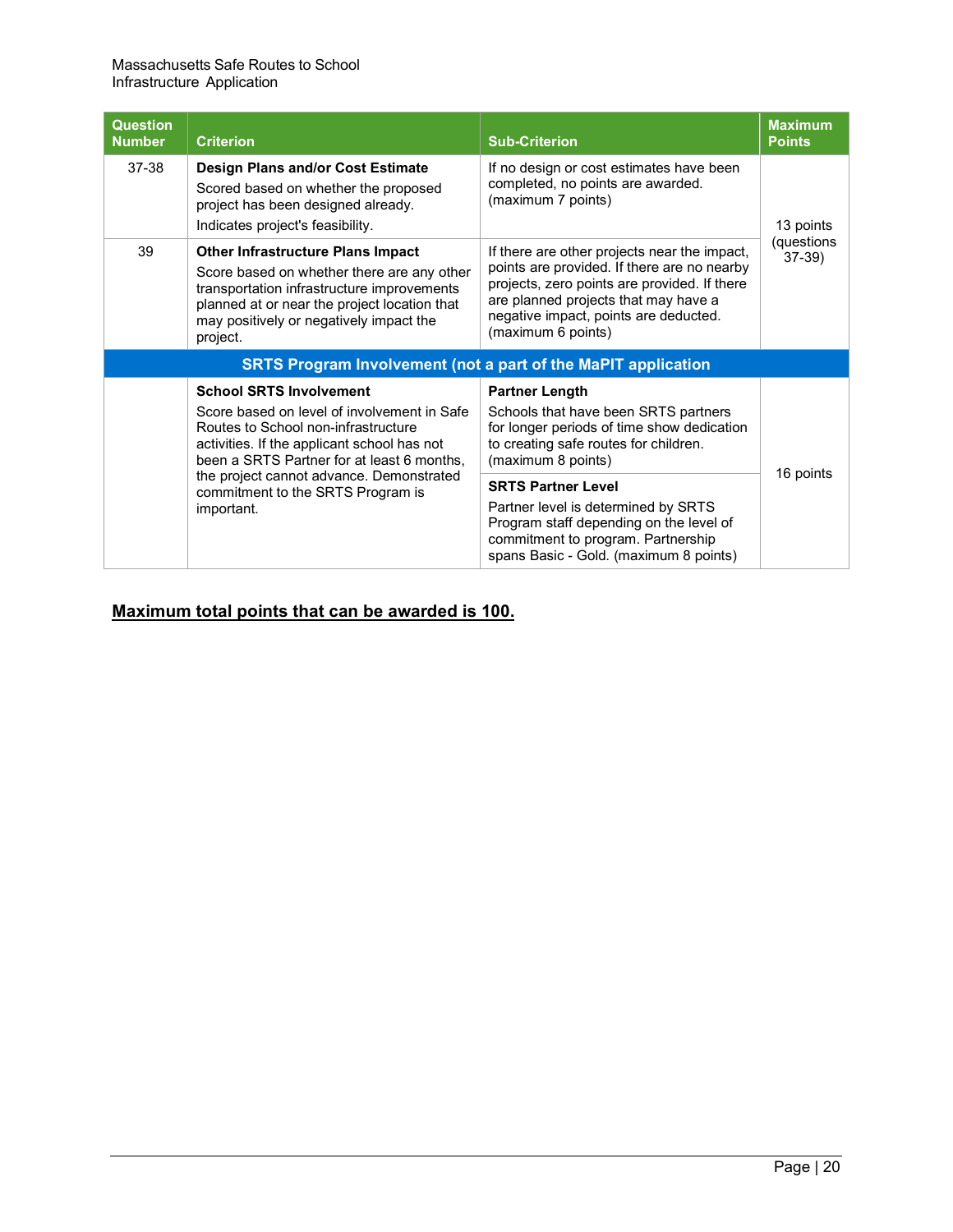| Question Number | Criterion | Sub-Criterion | Maximum Points |
|---|---|---|---|
| 37-38 | **Design Plans and/or Cost Estimate**<br>Scored based on whether the proposed project has been designed already.<br>Indicates project's feasibility. | If no design or cost estimates have been completed, no points are awarded. (maximum 7 points) | 13 points (questions 37-39) |
| 39 | **Other Infrastructure Plans Impact**<br>Score based on whether there are any other transportation infrastructure improvements planned at or near the project location that may positively or negatively impact the project. | If there are other projects near the impact, points are provided. If there are no nearby projects, zero points are provided. If there are planned projects that may have a negative impact, points are deducted. (maximum 6 points) | |
| **SRTS Program Involvement (not a part of the MaPIT application** | | | |
| | **School SRTS Involvement**<br>Score based on level of involvement in Safe Routes to School non-infrastructure activities. If the applicant school has not been a SRTS Partner for at least 6 months, the project cannot advance. Demonstrated commitment to the SRTS Program is important. | **Partner Length**<br>Schools that have been SRTS partners for longer periods of time show dedication to creating safe routes for children. (maximum 8 points) | 16 points |
| | | **SRTS Partner Level**<br>Partner level is determined by SRTS Program staff depending on the level of commitment to program. Partnership spans Basic - Gold. (maximum 8 points) | |

**Maximum total points that can be awarded is 100.**